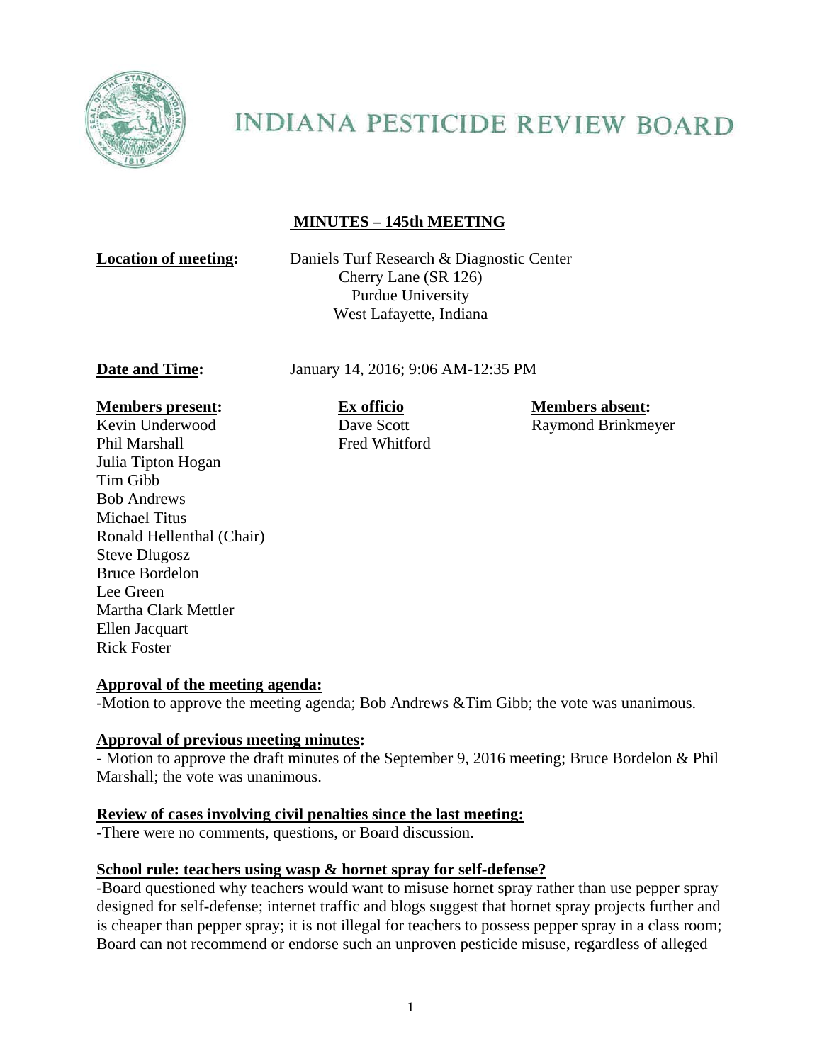# INDIANA PESTICIDE REVIEW BOARD

## MINUTES – 145th MEETING

**Location of meeting:** Daniels Turf Research & Diagnostic Center
Cherry Lane (SR 126)
Purdue University
West Lafayette, Indiana

**Date and Time:** January 14, 2016; 9:06 AM-12:35 PM

**Members present:**
Kevin Underwood
Phil Marshall
Julia Tipton Hogan
Tim Gibb
Bob Andrews
Michael Titus
Ronald Hellenthal (Chair)
Steve Dlugosz
Bruce Bordelon
Lee Green
Martha Clark Mettler
Ellen Jacquart
Rick Foster

**Ex officio**
Dave Scott
Fred Whitford

**Members absent:**
Raymond Brinkmeyer

### Approval of the meeting agenda:

-Motion to approve the meeting agenda; Bob Andrews &Tim Gibb; the vote was unanimous.

### Approval of previous meeting minutes:

- Motion to approve the draft minutes of the September 9, 2016 meeting; Bruce Bordelon & Phil Marshall; the vote was unanimous.

### Review of cases involving civil penalties since the last meeting:

-There were no comments, questions, or Board discussion.

### School rule: teachers using wasp & hornet spray for self-defense?

-Board questioned why teachers would want to misuse hornet spray rather than use pepper spray designed for self-defense; internet traffic and blogs suggest that hornet spray projects further and is cheaper than pepper spray; it is not illegal for teachers to possess pepper spray in a class room; Board can not recommend or endorse such an unproven pesticide misuse, regardless of alleged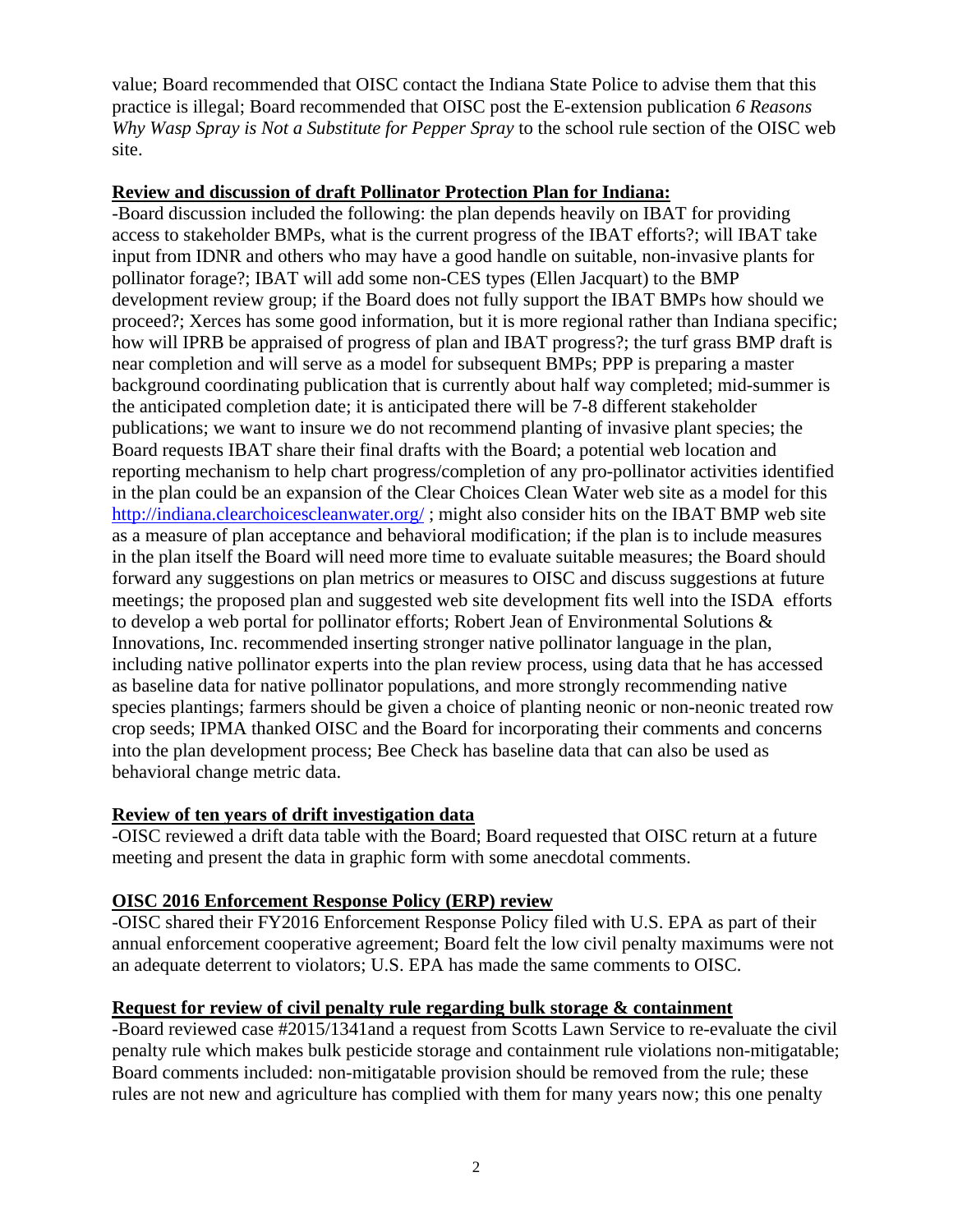value; Board recommended that OISC contact the Indiana State Police to advise them that this practice is illegal; Board recommended that OISC post the E-extension publication *6 Reasons Why Wasp Spray is Not a Substitute for Pepper Spray* to the school rule section of the OISC web site.

**Review and discussion of draft Pollinator Protection Plan for Indiana:**

-Board discussion included the following: the plan depends heavily on IBAT for providing access to stakeholder BMPs, what is the current progress of the IBAT efforts?; will IBAT take input from IDNR and others who may have a good handle on suitable, non-invasive plants for pollinator forage?; IBAT will add some non-CES types (Ellen Jacquart) to the BMP development review group; if the Board does not fully support the IBAT BMPs how should we proceed?; Xerces has some good information, but it is more regional rather than Indiana specific; how will IPRB be appraised of progress of plan and IBAT progress?; the turf grass BMP draft is near completion and will serve as a model for subsequent BMPs; PPP is preparing a master background coordinating publication that is currently about half way completed; mid-summer is the anticipated completion date; it is anticipated there will be 7-8 different stakeholder publications; we want to insure we do not recommend planting of invasive plant species; the Board requests IBAT share their final drafts with the Board; a potential web location and reporting mechanism to help chart progress/completion of any pro-pollinator activities identified in the plan could be an expansion of the Clear Choices Clean Water web site as a model for this http://indiana.clearchoicescleanwater.org/ ; might also consider hits on the IBAT BMP web site as a measure of plan acceptance and behavioral modification; if the plan is to include measures in the plan itself the Board will need more time to evaluate suitable measures; the Board should forward any suggestions on plan metrics or measures to OISC and discuss suggestions at future meetings; the proposed plan and suggested web site development fits well into the ISDA efforts to develop a web portal for pollinator efforts; Robert Jean of Environmental Solutions & Innovations, Inc. recommended inserting stronger native pollinator language in the plan, including native pollinator experts into the plan review process, using data that he has accessed as baseline data for native pollinator populations, and more strongly recommending native species plantings; farmers should be given a choice of planting neonic or non-neonic treated row crop seeds; IPMA thanked OISC and the Board for incorporating their comments and concerns into the plan development process; Bee Check has baseline data that can also be used as behavioral change metric data.

**Review of ten years of drift investigation data**

-OISC reviewed a drift data table with the Board; Board requested that OISC return at a future meeting and present the data in graphic form with some anecdotal comments.

**OISC 2016 Enforcement Response Policy (ERP) review**

-OISC shared their FY2016 Enforcement Response Policy filed with U.S. EPA as part of their annual enforcement cooperative agreement; Board felt the low civil penalty maximums were not an adequate deterrent to violators; U.S. EPA has made the same comments to OISC.

**Request for review of civil penalty rule regarding bulk storage & containment**

-Board reviewed case #2015/1341and a request from Scotts Lawn Service to re-evaluate the civil penalty rule which makes bulk pesticide storage and containment rule violations non-mitigatable; Board comments included: non-mitigatable provision should be removed from the rule; these rules are not new and agriculture has complied with them for many years now; this one penalty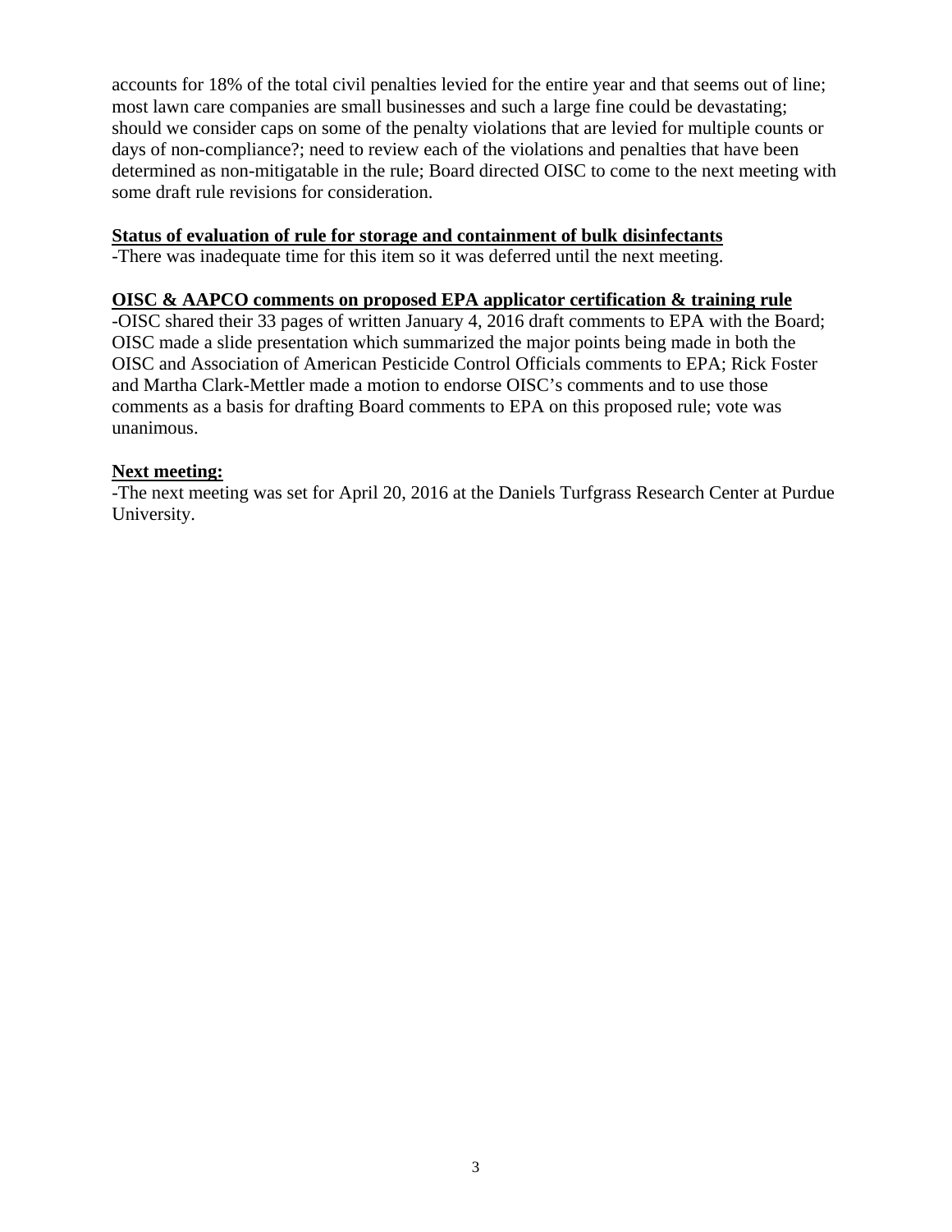accounts for 18% of the total civil penalties levied for the entire year and that seems out of line; most lawn care companies are small businesses and such a large fine could be devastating; should we consider caps on some of the penalty violations that are levied for multiple counts or days of non-compliance?; need to review each of the violations and penalties that have been determined as non-mitigatable in the rule; Board directed OISC to come to the next meeting with some draft rule revisions for consideration.

**Status of evaluation of rule for storage and containment of bulk disinfectants**

-There was inadequate time for this item so it was deferred until the next meeting.

**OISC & AAPCO comments on proposed EPA applicator certification & training rule**

-OISC shared their 33 pages of written January 4, 2016 draft comments to EPA with the Board; OISC made a slide presentation which summarized the major points being made in both the OISC and Association of American Pesticide Control Officials comments to EPA; Rick Foster and Martha Clark-Mettler made a motion to endorse OISC's comments and to use those comments as a basis for drafting Board comments to EPA on this proposed rule; vote was unanimous.

**Next meeting:**

-The next meeting was set for April 20, 2016 at the Daniels Turfgrass Research Center at Purdue University.